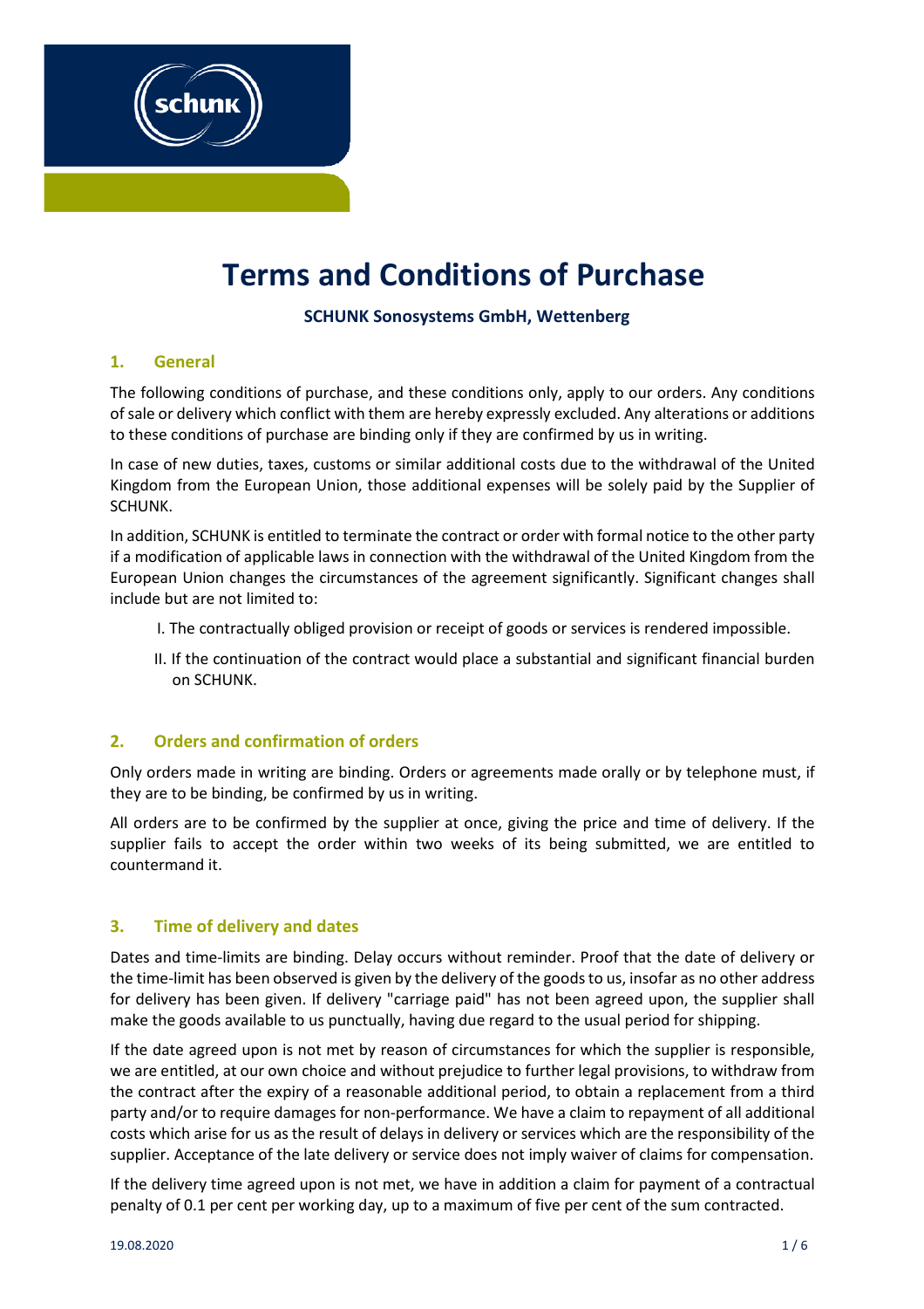# Terms and Conditions of Purchase

**SCHUNK Sonosystems GmbH, Wettenberg**

## 1. General

The following conditions of purchase, and these conditions only, apply to our orders. Any conditions of sale or delivery which conflict with them are hereby expressly excluded. Any alterations or additions to these conditions of purchase are binding only if they are confirmed by us in writing.

In case of new duties, taxes, customs or similar additional costs due to the withdrawal of the United Kingdom from the European Union, those additional expenses will be solely paid by the Supplier of SCHUNK.

In addition, SCHUNK is entitled to terminate the contract or order with formal notice to the other party if a modification of applicable laws in connection with the withdrawal of the United Kingdom from the European Union changes the circumstances of the agreement significantly. Significant changes shall include but are not limited to:

I. The contractually obliged provision or receipt of goods or services is rendered impossible.

II. If the continuation of the contract would place a substantial and significant financial burden on SCHUNK.

## 2. Orders and confirmation of orders

Only orders made in writing are binding. Orders or agreements made orally or by telephone must, if they are to be binding, be confirmed by us in writing.

All orders are to be confirmed by the supplier at once, giving the price and time of delivery. If the supplier fails to accept the order within two weeks of its being submitted, we are entitled to countermand it.

## 3. Time of delivery and dates

Dates and time-limits are binding. Delay occurs without reminder. Proof that the date of delivery or the time-limit has been observed is given by the delivery of the goods to us, insofar as no other address for delivery has been given. If delivery "carriage paid" has not been agreed upon, the supplier shall make the goods available to us punctually, having due regard to the usual period for shipping.

If the date agreed upon is not met by reason of circumstances for which the supplier is responsible, we are entitled, at our own choice and without prejudice to further legal provisions, to withdraw from the contract after the expiry of a reasonable additional period, to obtain a replacement from a third party and/or to require damages for non-performance. We have a claim to repayment of all additional costs which arise for us as the result of delays in delivery or services which are the responsibility of the supplier. Acceptance of the late delivery or service does not imply waiver of claims for compensation.

If the delivery time agreed upon is not met, we have in addition a claim for payment of a contractual penalty of 0.1 per cent per working day, up to a maximum of five per cent of the sum contracted.

19.08.2020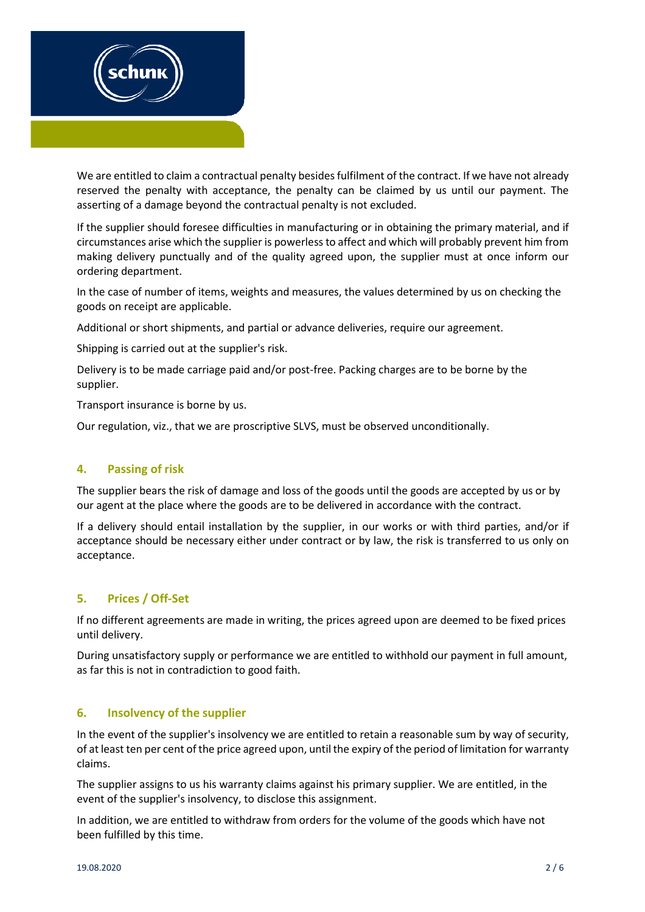We are entitled to claim a contractual penalty besides fulfilment of the contract. If we have not already reserved the penalty with acceptance, the penalty can be claimed by us until our payment. The asserting of a damage beyond the contractual penalty is not excluded.

If the supplier should foresee difficulties in manufacturing or in obtaining the primary material, and if circumstances arise which the supplier is powerless to affect and which will probably prevent him from making delivery punctually and of the quality agreed upon, the supplier must at once inform our ordering department.

In the case of number of items, weights and measures, the values determined by us on checking the goods on receipt are applicable.

Additional or short shipments, and partial or advance deliveries, require our agreement.

Shipping is carried out at the supplier's risk.

Delivery is to be made carriage paid and/or post-free. Packing charges are to be borne by the supplier.

Transport insurance is borne by us.

Our regulation, viz., that we are proscriptive SLVS, must be observed unconditionally.

## 4. Passing of risk

The supplier bears the risk of damage and loss of the goods until the goods are accepted by us or by our agent at the place where the goods are to be delivered in accordance with the contract.

If a delivery should entail installation by the supplier, in our works or with third parties, and/or if acceptance should be necessary either under contract or by law, the risk is transferred to us only on acceptance.

## 5. Prices / Off-Set

If no different agreements are made in writing, the prices agreed upon are deemed to be fixed prices until delivery.

During unsatisfactory supply or performance we are entitled to withhold our payment in full amount, as far this is not in contradiction to good faith.

## 6. Insolvency of the supplier

In the event of the supplier's insolvency we are entitled to retain a reasonable sum by way of security, of at least ten per cent of the price agreed upon, until the expiry of the period of limitation for warranty claims.

The supplier assigns to us his warranty claims against his primary supplier. We are entitled, in the event of the supplier's insolvency, to disclose this assignment.

In addition, we are entitled to withdraw from orders for the volume of the goods which have not been fulfilled by this time.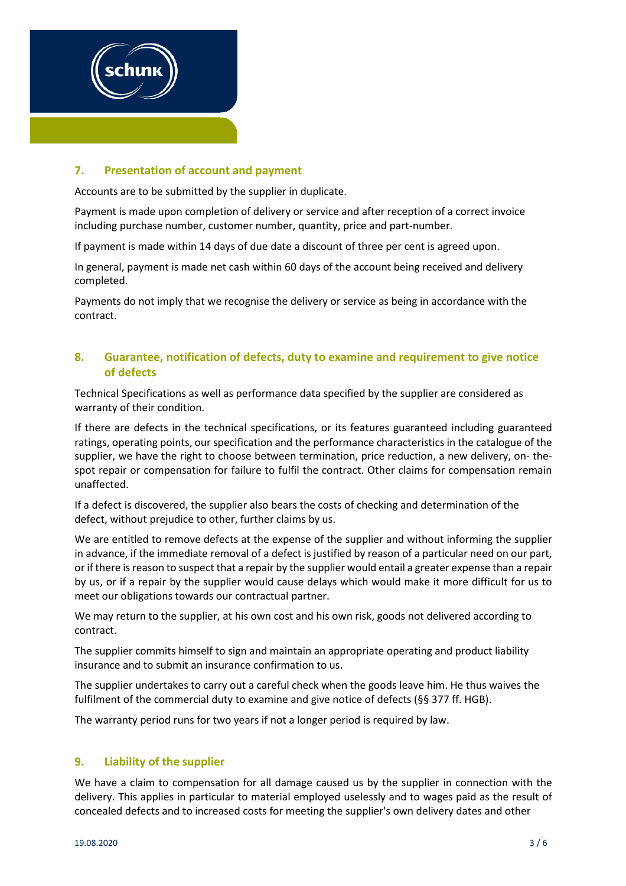## 7. Presentation of account and payment

Accounts are to be submitted by the supplier in duplicate.

Payment is made upon completion of delivery or service and after reception of a correct invoice including purchase number, customer number, quantity, price and part-number.

If payment is made within 14 days of due date a discount of three per cent is agreed upon.

In general, payment is made net cash within 60 days of the account being received and delivery completed.

Payments do not imply that we recognise the delivery or service as being in accordance with the contract.

## 8. Guarantee, notification of defects, duty to examine and requirement to give notice of defects

Technical Specifications as well as performance data specified by the supplier are considered as warranty of their condition.

If there are defects in the technical specifications, or its features guaranteed including guaranteed ratings, operating points, our specification and the performance characteristics in the catalogue of the supplier, we have the right to choose between termination, price reduction, a new delivery, on- the-spot repair or compensation for failure to fulfil the contract. Other claims for compensation remain unaffected.

If a defect is discovered, the supplier also bears the costs of checking and determination of the defect, without prejudice to other, further claims by us.

We are entitled to remove defects at the expense of the supplier and without informing the supplier in advance, if the immediate removal of a defect is justified by reason of a particular need on our part, or if there is reason to suspect that a repair by the supplier would entail a greater expense than a repair by us, or if a repair by the supplier would cause delays which would make it more difficult for us to meet our obligations towards our contractual partner.

We may return to the supplier, at his own cost and his own risk, goods not delivered according to contract.

The supplier commits himself to sign and maintain an appropriate operating and product liability insurance and to submit an insurance confirmation to us.

The supplier undertakes to carry out a careful check when the goods leave him. He thus waives the fulfilment of the commercial duty to examine and give notice of defects (§§ 377 ff. HGB).

The warranty period runs for two years if not a longer period is required by law.

## 9. Liability of the supplier

We have a claim to compensation for all damage caused us by the supplier in connection with the delivery. This applies in particular to material employed uselessly and to wages paid as the result of concealed defects and to increased costs for meeting the supplier's own delivery dates and other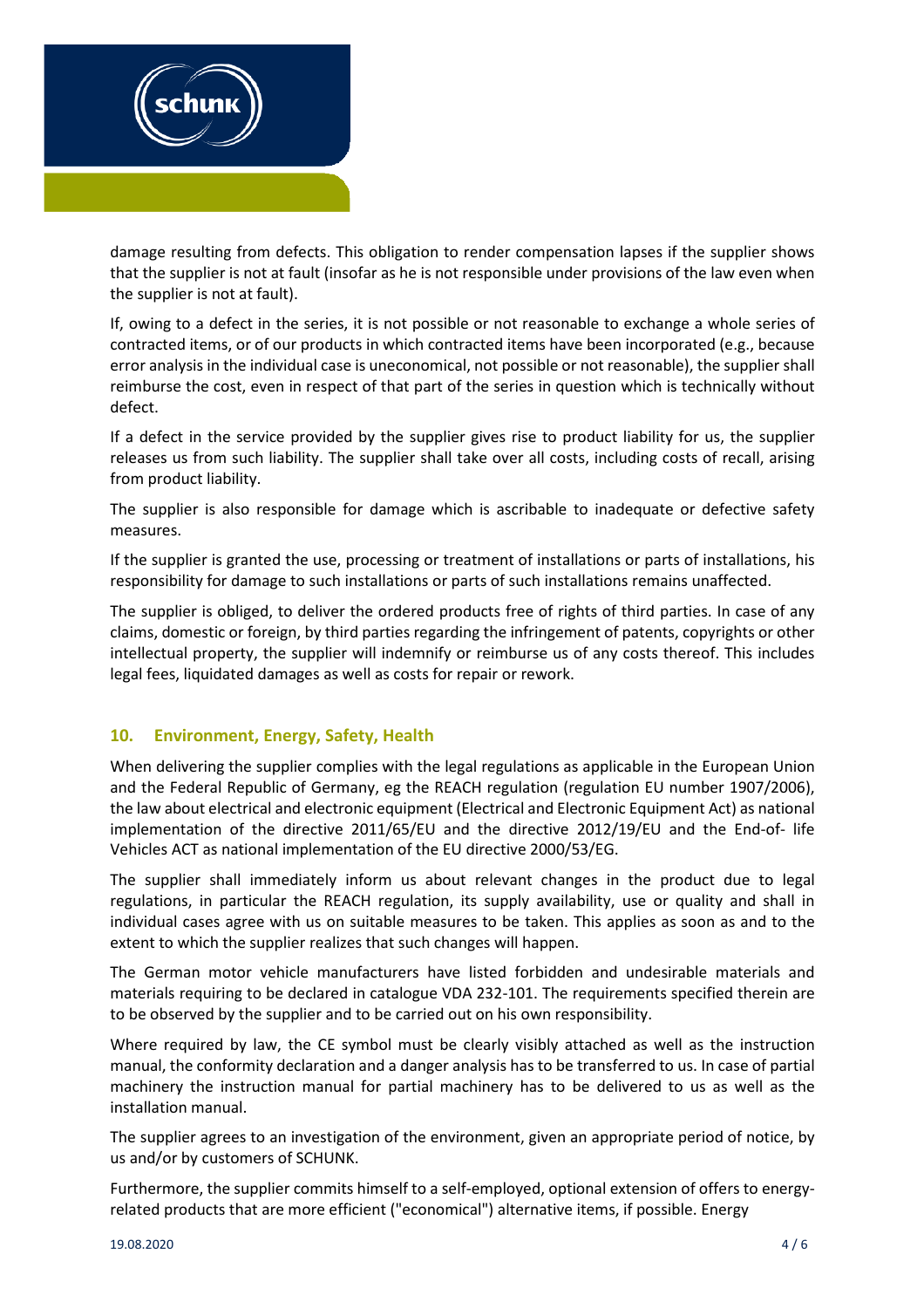damage resulting from defects. This obligation to render compensation lapses if the supplier shows that the supplier is not at fault (insofar as he is not responsible under provisions of the law even when the supplier is not at fault).

If, owing to a defect in the series, it is not possible or not reasonable to exchange a whole series of contracted items, or of our products in which contracted items have been incorporated (e.g., because error analysis in the individual case is uneconomical, not possible or not reasonable), the supplier shall reimburse the cost, even in respect of that part of the series in question which is technically without defect.

If a defect in the service provided by the supplier gives rise to product liability for us, the supplier releases us from such liability. The supplier shall take over all costs, including costs of recall, arising from product liability.

The supplier is also responsible for damage which is ascribable to inadequate or defective safety measures.

If the supplier is granted the use, processing or treatment of installations or parts of installations, his responsibility for damage to such installations or parts of such installations remains unaffected.

The supplier is obliged, to deliver the ordered products free of rights of third parties. In case of any claims, domestic or foreign, by third parties regarding the infringement of patents, copyrights or other intellectual property, the supplier will indemnify or reimburse us of any costs thereof. This includes legal fees, liquidated damages as well as costs for repair or rework.

## 10. Environment, Energy, Safety, Health

When delivering the supplier complies with the legal regulations as applicable in the European Union and the Federal Republic of Germany, eg the REACH regulation (regulation EU number 1907/2006), the law about electrical and electronic equipment (Electrical and Electronic Equipment Act) as national implementation of the directive 2011/65/EU and the directive 2012/19/EU and the End-of- life Vehicles ACT as national implementation of the EU directive 2000/53/EG.

The supplier shall immediately inform us about relevant changes in the product due to legal regulations, in particular the REACH regulation, its supply availability, use or quality and shall in individual cases agree with us on suitable measures to be taken. This applies as soon as and to the extent to which the supplier realizes that such changes will happen.

The German motor vehicle manufacturers have listed forbidden and undesirable materials and materials requiring to be declared in catalogue VDA 232-101. The requirements specified therein are to be observed by the supplier and to be carried out on his own responsibility.

Where required by law, the CE symbol must be clearly visibly attached as well as the instruction manual, the conformity declaration and a danger analysis has to be transferred to us. In case of partial machinery the instruction manual for partial machinery has to be delivered to us as well as the installation manual.

The supplier agrees to an investigation of the environment, given an appropriate period of notice, by us and/or by customers of SCHUNK.

Furthermore, the supplier commits himself to a self-employed, optional extension of offers to energy-related products that are more efficient ("economical") alternative items, if possible. Energy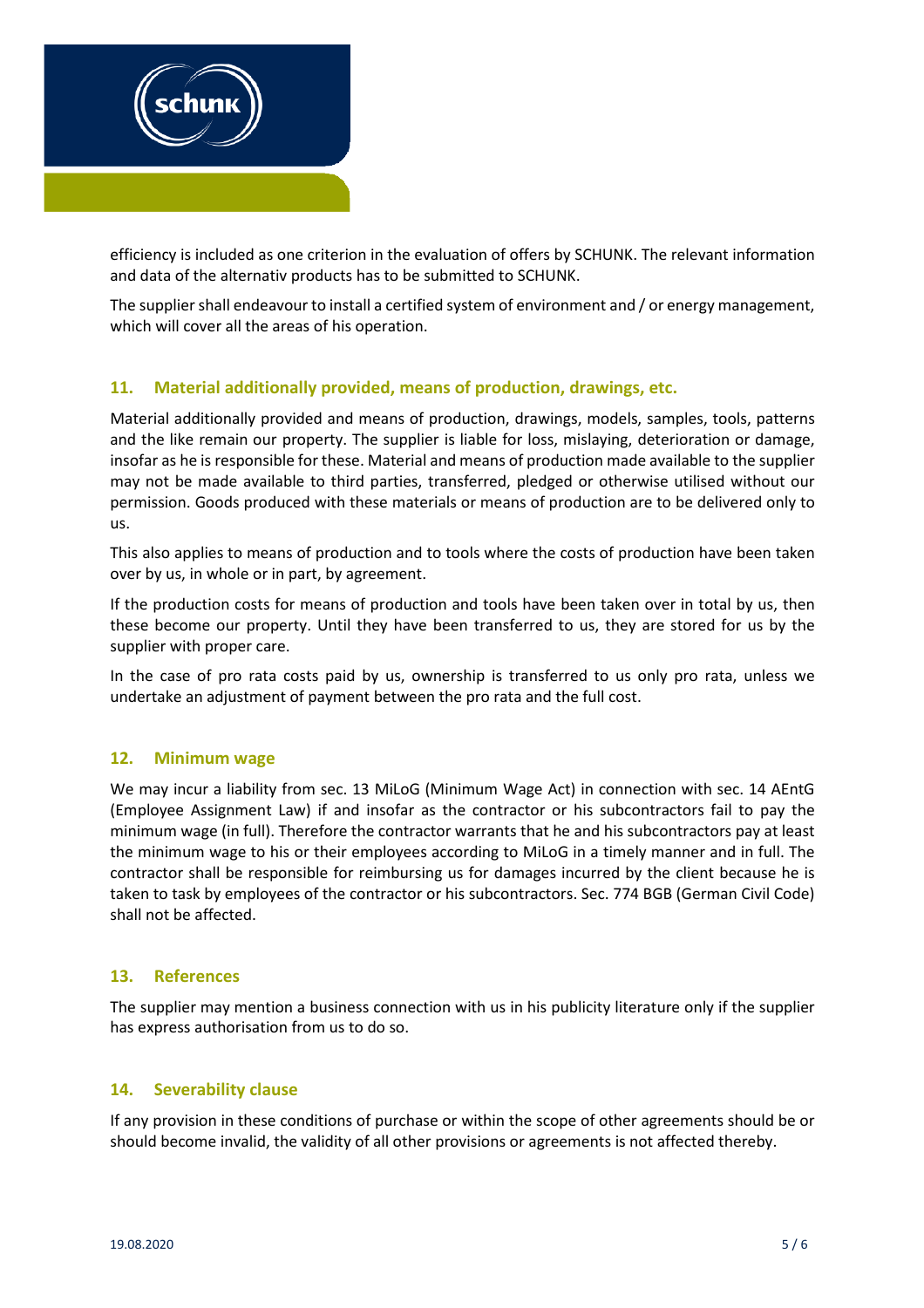efficiency is included as one criterion in the evaluation of offers by SCHUNK. The relevant information and data of the alternativ products has to be submitted to SCHUNK.

The supplier shall endeavour to install a certified system of environment and / or energy management, which will cover all the areas of his operation.

## 11. Material additionally provided, means of production, drawings, etc.

Material additionally provided and means of production, drawings, models, samples, tools, patterns and the like remain our property. The supplier is liable for loss, mislaying, deterioration or damage, insofar as he is responsible for these. Material and means of production made available to the supplier may not be made available to third parties, transferred, pledged or otherwise utilised without our permission. Goods produced with these materials or means of production are to be delivered only to us.

This also applies to means of production and to tools where the costs of production have been taken over by us, in whole or in part, by agreement.

If the production costs for means of production and tools have been taken over in total by us, then these become our property. Until they have been transferred to us, they are stored for us by the supplier with proper care.

In the case of pro rata costs paid by us, ownership is transferred to us only pro rata, unless we undertake an adjustment of payment between the pro rata and the full cost.

## 12. Minimum wage

We may incur a liability from sec. 13 MiLoG (Minimum Wage Act) in connection with sec. 14 AEntG (Employee Assignment Law) if and insofar as the contractor or his subcontractors fail to pay the minimum wage (in full). Therefore the contractor warrants that he and his subcontractors pay at least the minimum wage to his or their employees according to MiLoG in a timely manner and in full. The contractor shall be responsible for reimbursing us for damages incurred by the client because he is taken to task by employees of the contractor or his subcontractors. Sec. 774 BGB (German Civil Code) shall not be affected.

## 13. References

The supplier may mention a business connection with us in his publicity literature only if the supplier has express authorisation from us to do so.

## 14. Severability clause

If any provision in these conditions of purchase or within the scope of other agreements should be or should become invalid, the validity of all other provisions or agreements is not affected thereby.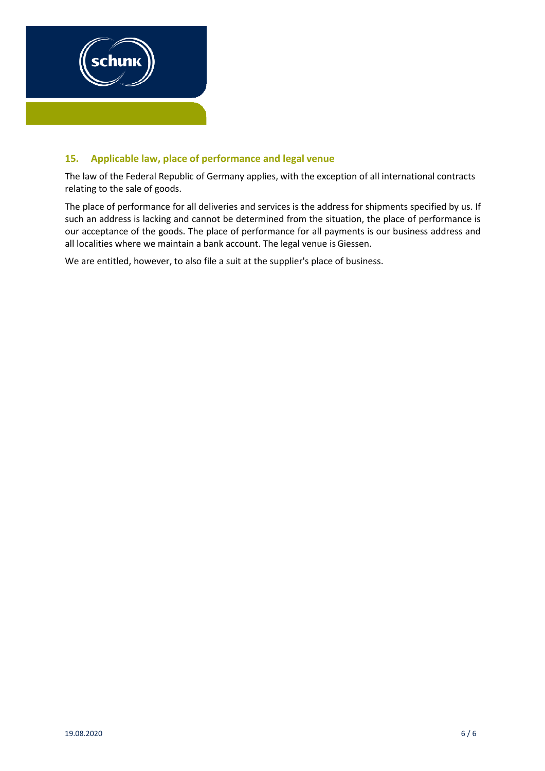## 15. Applicable law, place of performance and legal venue

The law of the Federal Republic of Germany applies, with the exception of all international contracts relating to the sale of goods.

The place of performance for all deliveries and services is the address for shipments specified by us. If such an address is lacking and cannot be determined from the situation, the place of performance is our acceptance of the goods. The place of performance for all payments is our business address and all localities where we maintain a bank account. The legal venue is Giessen.

We are entitled, however, to also file a suit at the supplier's place of business.